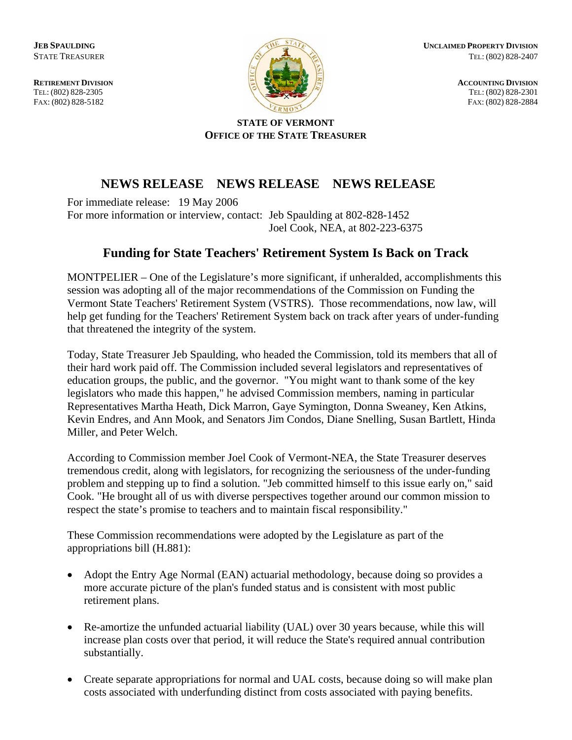**JEB SPAULDING**
STATE TREASURER

**RETIREMENT DIVISION**
TEL: (802) 828-2305
FAX: (802) 828-5182

**UNCLAIMED PROPERTY DIVISION**
TEL: (802) 828-2407

**ACCOUNTING DIVISION**
TEL: (802) 828-2301
FAX: (802) 828-2884

**STATE OF VERMONT**
**OFFICE OF THE STATE TREASURER**

# NEWS RELEASE NEWS RELEASE NEWS RELEASE

For immediate release: 19 May 2006
For more information or interview, contact: Jeb Spaulding at 802-828-1452
Joel Cook, NEA, at 802-223-6375

## Funding for State Teachers' Retirement System Is Back on Track

MONTPELIER – One of the Legislature's more significant, if unheralded, accomplishments this session was adopting all of the major recommendations of the Commission on Funding the Vermont State Teachers' Retirement System (VSTRS). Those recommendations, now law, will help get funding for the Teachers' Retirement System back on track after years of under-funding that threatened the integrity of the system.

Today, State Treasurer Jeb Spaulding, who headed the Commission, told its members that all of their hard work paid off. The Commission included several legislators and representatives of education groups, the public, and the governor. "You might want to thank some of the key legislators who made this happen," he advised Commission members, naming in particular Representatives Martha Heath, Dick Marron, Gaye Symington, Donna Sweaney, Ken Atkins, Kevin Endres, and Ann Mook, and Senators Jim Condos, Diane Snelling, Susan Bartlett, Hinda Miller, and Peter Welch.

According to Commission member Joel Cook of Vermont-NEA, the State Treasurer deserves tremendous credit, along with legislators, for recognizing the seriousness of the under-funding problem and stepping up to find a solution. "Jeb committed himself to this issue early on," said Cook. "He brought all of us with diverse perspectives together around our common mission to respect the state's promise to teachers and to maintain fiscal responsibility."

These Commission recommendations were adopted by the Legislature as part of the appropriations bill (H.881):

- Adopt the Entry Age Normal (EAN) actuarial methodology, because doing so provides a more accurate picture of the plan's funded status and is consistent with most public retirement plans.
- Re-amortize the unfunded actuarial liability (UAL) over 30 years because, while this will increase plan costs over that period, it will reduce the State's required annual contribution substantially.
- Create separate appropriations for normal and UAL costs, because doing so will make plan costs associated with underfunding distinct from costs associated with paying benefits.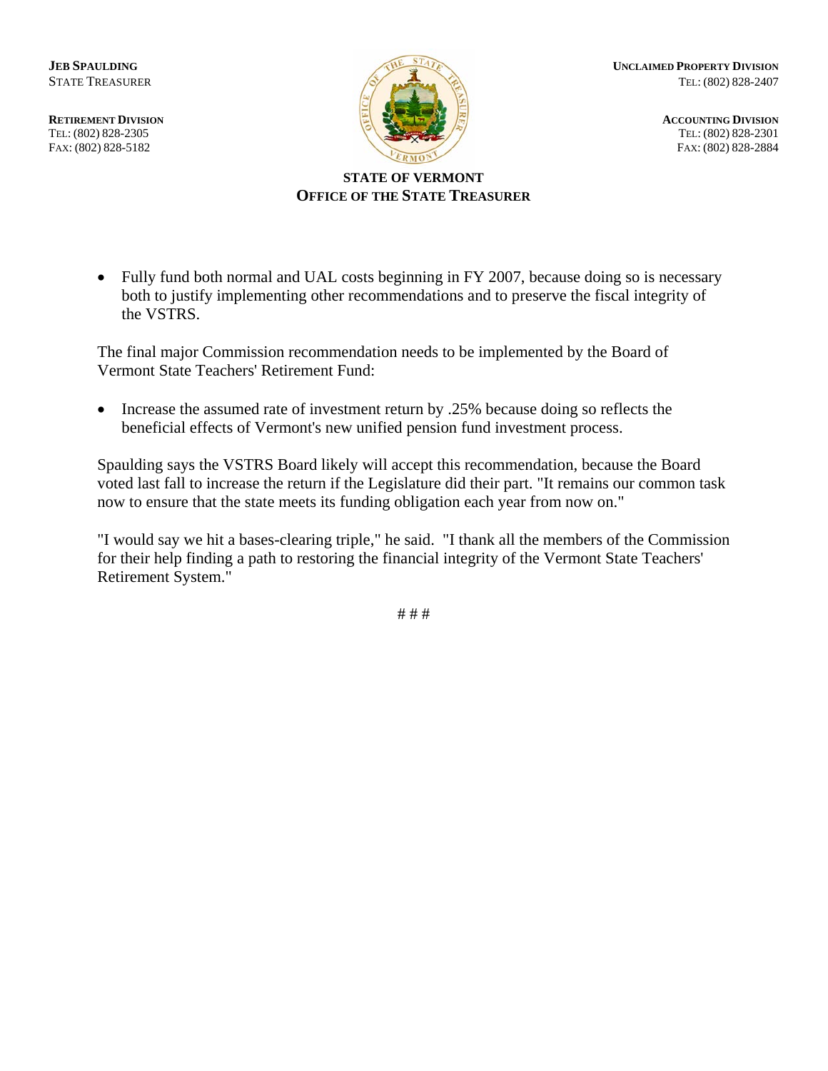- Fully fund both normal and UAL costs beginning in FY 2007, because doing so is necessary both to justify implementing other recommendations and to preserve the fiscal integrity of the VSTRS.

The final major Commission recommendation needs to be implemented by the Board of Vermont State Teachers' Retirement Fund:

- Increase the assumed rate of investment return by .25% because doing so reflects the beneficial effects of Vermont's new unified pension fund investment process.

Spaulding says the VSTRS Board likely will accept this recommendation, because the Board voted last fall to increase the return if the Legislature did their part. "It remains our common task now to ensure that the state meets its funding obligation each year from now on."

"I would say we hit a bases-clearing triple," he said. "I thank all the members of the Commission for their help finding a path to restoring the financial integrity of the Vermont State Teachers' Retirement System."

# # #